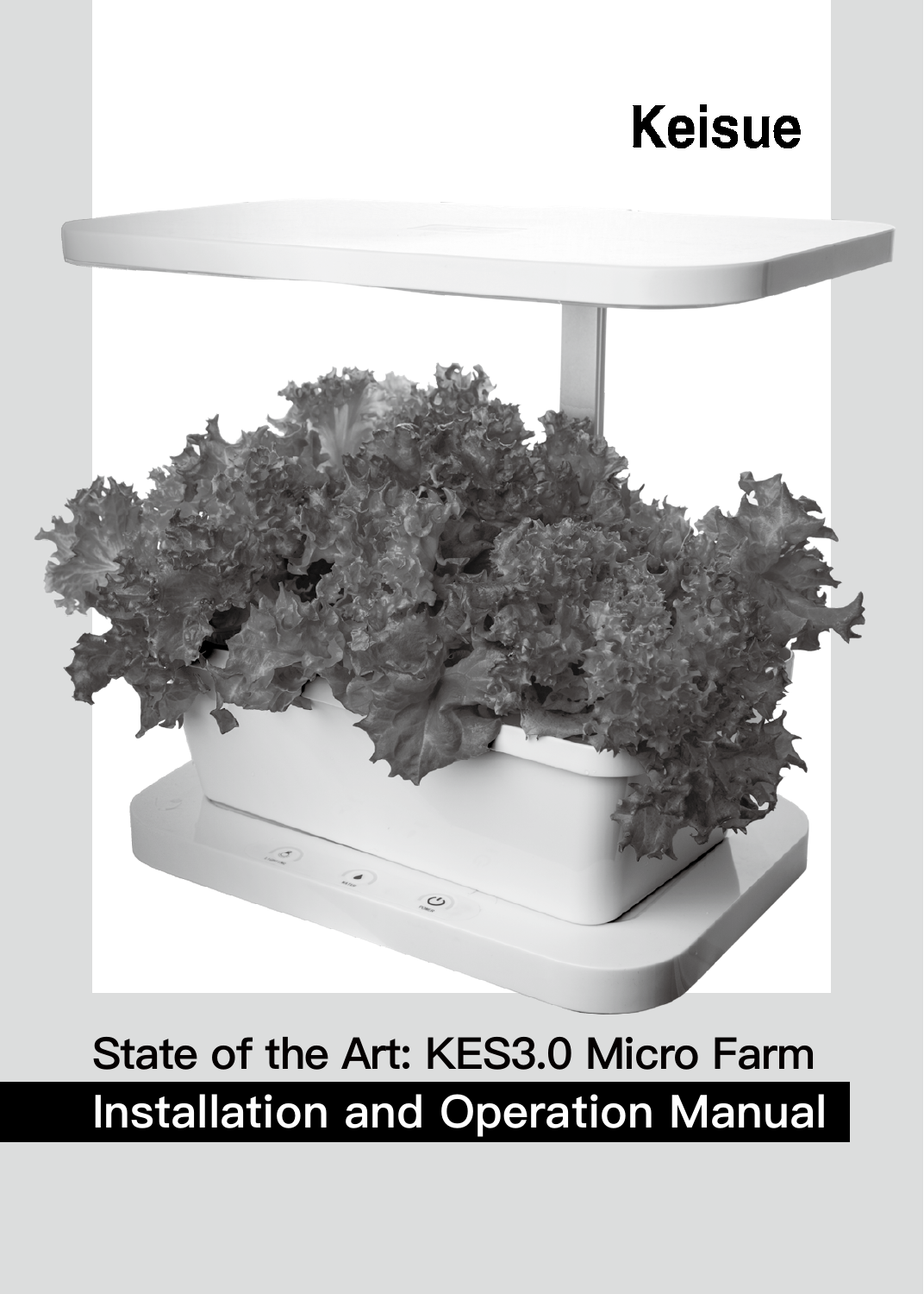Keisue

State of the Art: KES3.0 Micro Farm

# Installation and Operation Manual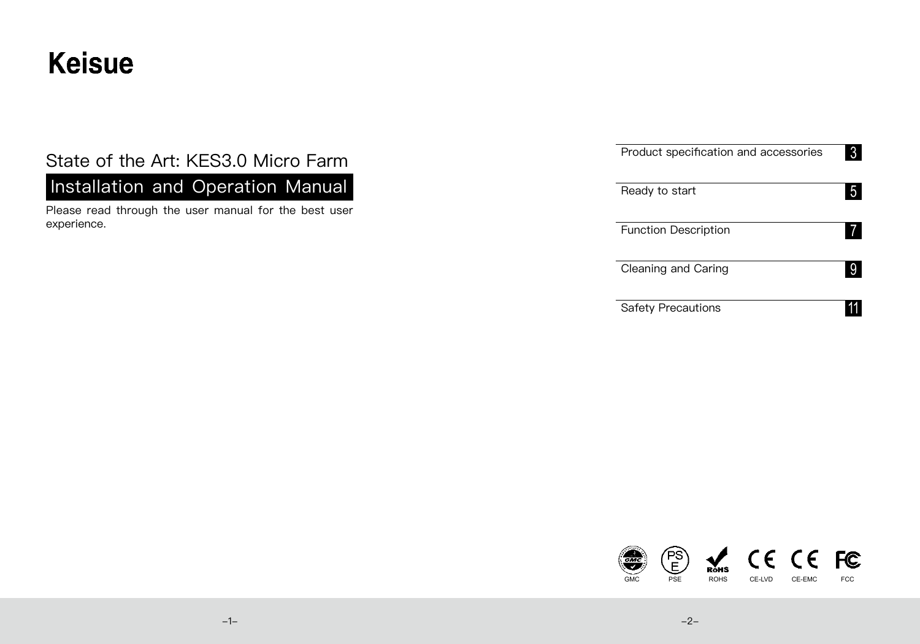# Keisue

## State of the Art: KES3.0 Micro Farm

## Installation and Operation Manual

Please read through the user manual for the best user experience.

| | |
|---|---|
| Product specification and accessories | 3 |
| Ready to start | 5 |
| Function Description | 7 |
| Cleaning and Caring | 9 |
| Safety Precautions | 11 |

GMC PSE ROHS CE-LVD CE-EMC FCC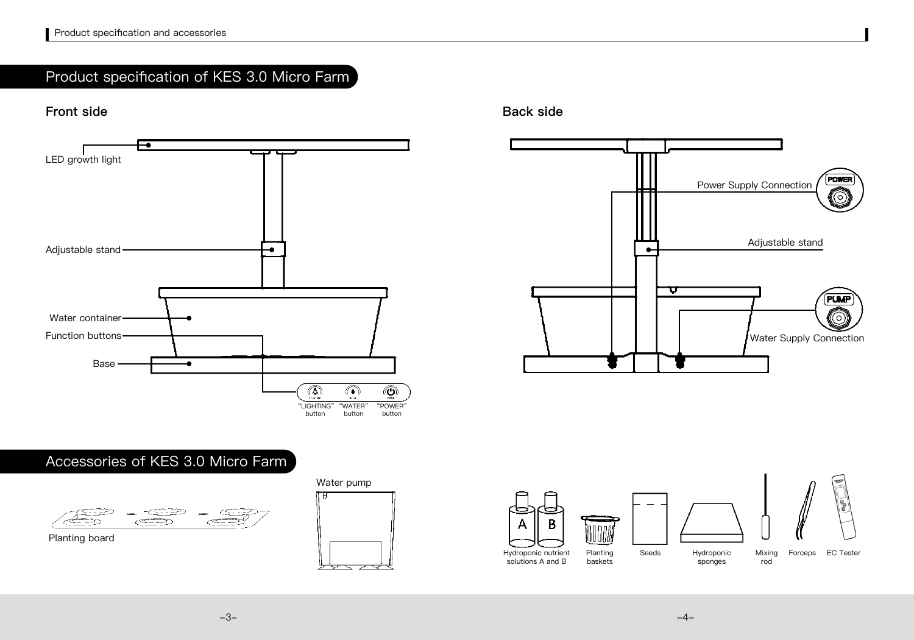## Product specification of KES 3.0 Micro Farm

### Front side

LED growth light

Adjustable stand

Water container

Function buttons

Base

"LIGHTING" button "WATER" button "POWER" button

### Back side

Power Supply Connection

POWER

Adjustable stand

PUMP

Water Supply Connection

## Accessories of KES 3.0 Micro Farm

Planting board

Water pump

Hydroponic nutrient solutions A and B

Planting baskets

Seeds

Hydroponic sponges

Mixing rod

Forceps

EC Tester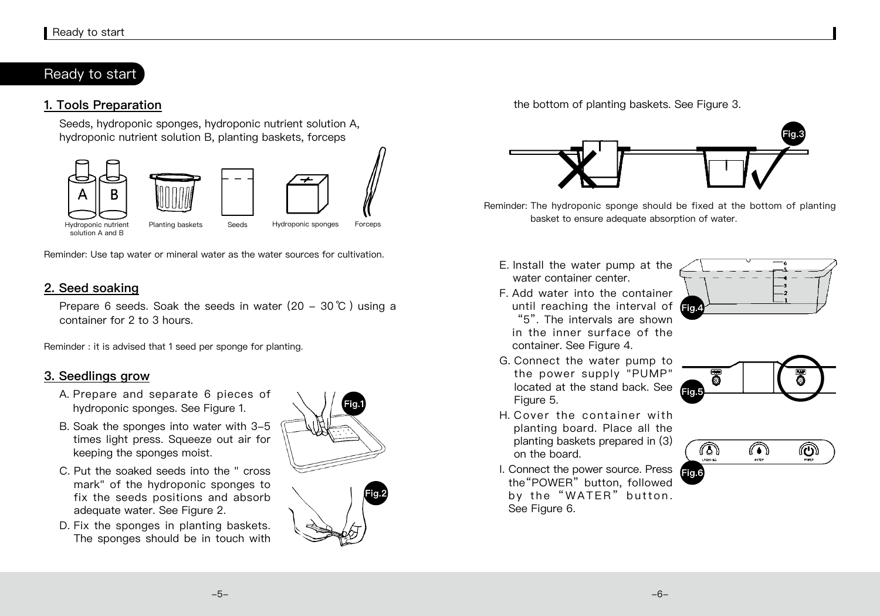# Ready to start

## 1. Tools Preparation

Seeds, hydroponic sponges, hydroponic nutrient solution A, hydroponic nutrient solution B, planting baskets, forceps

Hydroponic nutrient solution A and B | Planting baskets | Seeds | Hydroponic sponges | Forceps

Reminder: Use tap water or mineral water as the water sources for cultivation.

## 2. Seed soaking

Prepare 6 seeds. Soak the seeds in water (20 – 30℃) using a container for 2 to 3 hours.

Reminder : it is advised that 1 seed per sponge for planting.

## 3. Seedlings grow

A. Prepare and separate 6 pieces of hydroponic sponges. See Figure 1.

B. Soak the sponges into water with 3–5 times light press. Squeeze out air for keeping the sponges moist.

C. Put the soaked seeds into the " cross mark" of the hydroponic sponges to fix the seeds positions and absorb adequate water. See Figure 2.

D. Fix the sponges in planting baskets. The sponges should be in touch with the bottom of planting baskets. See Figure 3.

Reminder: The hydroponic sponge should be fixed at the bottom of planting basket to ensure adequate absorption of water.

E. Install the water pump at the water container center.

F. Add water into the container until reaching the interval of "5". The intervals are shown in the inner surface of the container. See Figure 4.

G. Connect the water pump to the power supply "PUMP" located at the stand back. See Figure 5.

H. Cover the container with planting board. Place all the planting baskets prepared in (3) on the board.

I. Connect the power source. Press the"POWER" button, followed by the "WATER" button. See Figure 6.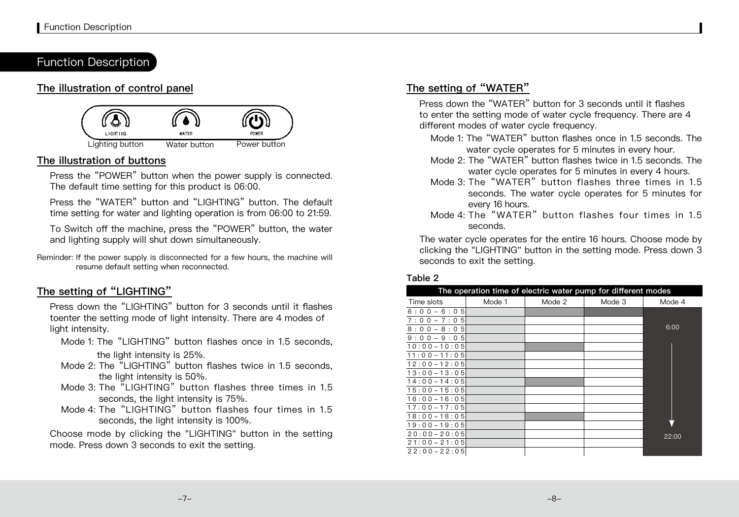# Function Description

## The illustration of control panel

LIGHTING | WATER | POWER

Lighting button | Water button | Power button

## The illustration of buttons

Press the "POWER" button when the power supply is connected. The default time setting for this product is 06:00.

Press the "WATER" button and "LIGHTING" button. The default time setting for water and lighting operation is from 06:00 to 21:59.

To Switch off the machine, press the "POWER" button, the water and lighting supply will shut down simultaneously.

Reminder: If the power supply is disconnected for a few hours, the machine will resume default setting when reconnected.

## The setting of "LIGHTING"

Press down the "LIGHTING" button for 3 seconds until it flashes toenter the setting mode of light intensity. There are 4 modes of light intensity.

- Mode 1: The "LIGHTING" button flashes once in 1.5 seconds, the light intensity is 25%.
- Mode 2: The "LIGHTING" button flashes twice in 1.5 seconds, the light intensity is 50%.
- Mode 3: The "LIGHTING" button flashes three times in 1.5 seconds, the light intensity is 75%.
- Mode 4: The "LIGHTING" button flashes four times in 1.5 seconds, the light intensity is 100%.

Choose mode by clicking the "LIGHTING" button in the setting mode. Press down 3 seconds to exit the setting.

## The setting of "WATER"

Press down the "WATER" button for 3 seconds until it flashes to enter the setting mode of water cycle frequency. There are 4 different modes of water cycle frequency.

- Mode 1: The "WATER" button flashes once in 1.5 seconds. The water cycle operates for 5 minutes in every hour.
- Mode 2: The "WATER" button flashes twice in 1.5 seconds. The water cycle operates for 5 minutes in every 4 hours.
- Mode 3: The "WATER" button flashes three times in 1.5 seconds. The water cycle operates for 5 minutes for every 16 hours.
- Mode 4: The "WATER" button flashes four times in 1.5 seconds.

The water cycle operates for the entire 16 hours. Choose mode by clicking the "LIGHTING" button in the setting mode. Press down 3 seconds to exit the setting.

**Table 2**

| The operation time of electric water pump for different modes | | | | |
|---|---|---|---|---|
| Time slots | Mode 1 | Mode 2 | Mode 3 | Mode 4 |
| 6:00－6:05 | ■ | ■ | ■ | 6:00 → 22:00 (continuous) |
| 7:00－7:05 | ■ | | | |
| 8:00－8:05 | ■ | | | |
| 9:00－9:05 | ■ | | | |
| 10:00－10:05 | ■ | ■ | | |
| 11:00－11:05 | ■ | | | |
| 12:00－12:05 | ■ | | | |
| 13:00－13:05 | ■ | | | |
| 14:00－14:05 | ■ | ■ | | |
| 15:00－15:05 | ■ | | | |
| 16:00－16:05 | ■ | | | |
| 17:00－17:05 | ■ | | | |
| 18:00－18:05 | ■ | ■ | | |
| 19:00－19:05 | ■ | | | |
| 20:00－20:05 | ■ | | | |
| 21:00－21:05 | ■ | | | |
| 22:00－22:05 | | | | |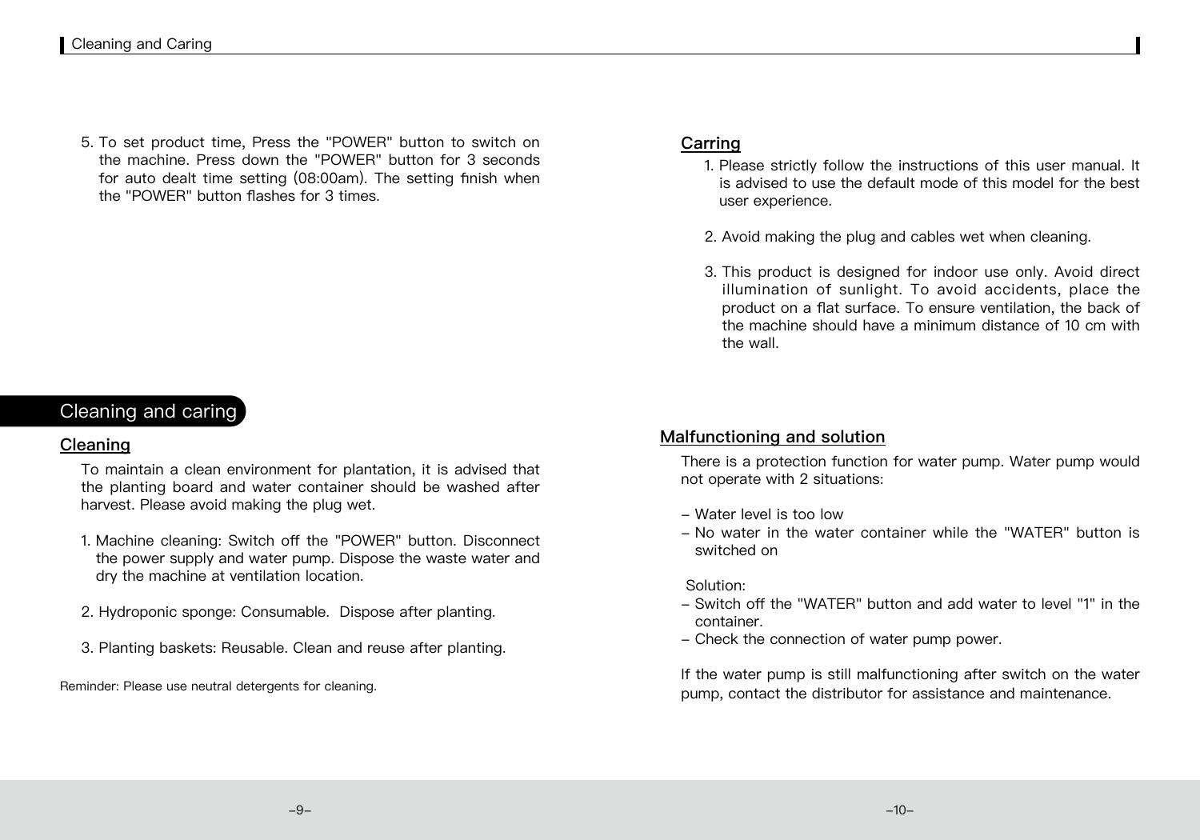5. To set product time, Press the "POWER" button to switch on the machine. Press down the "POWER" button for 3 seconds for auto dealt time setting (08:00am). The setting finish when the "POWER" button flashes for 3 times.

## Cleaning and caring

### Cleaning

To maintain a clean environment for plantation, it is advised that the planting board and water container should be washed after harvest. Please avoid making the plug wet.

1. Machine cleaning: Switch off the "POWER" button. Disconnect the power supply and water pump. Dispose the waste water and dry the machine at ventilation location.

2. Hydroponic sponge: Consumable.  Dispose after planting.

3. Planting baskets: Reusable. Clean and reuse after planting.

Reminder: Please use neutral detergents for cleaning.

### Carring

1. Please strictly follow the instructions of this user manual. It is advised to use the default mode of this model for the best user experience.

2. Avoid making the plug and cables wet when cleaning.

3. This product is designed for indoor use only. Avoid direct illumination of sunlight. To avoid accidents, place the product on a flat surface. To ensure ventilation, the back of the machine should have a minimum distance of 10 cm with the wall.

### Malfunctioning and solution

There is a protection function for water pump. Water pump would not operate with 2 situations:

- Water level is too low
- No water in the water container while the "WATER" button is switched on

Solution:

- Switch off the "WATER" button and add water to level "1" in the container.
- Check the connection of water pump power.

If the water pump is still malfunctioning after switch on the water pump, contact the distributor for assistance and maintenance.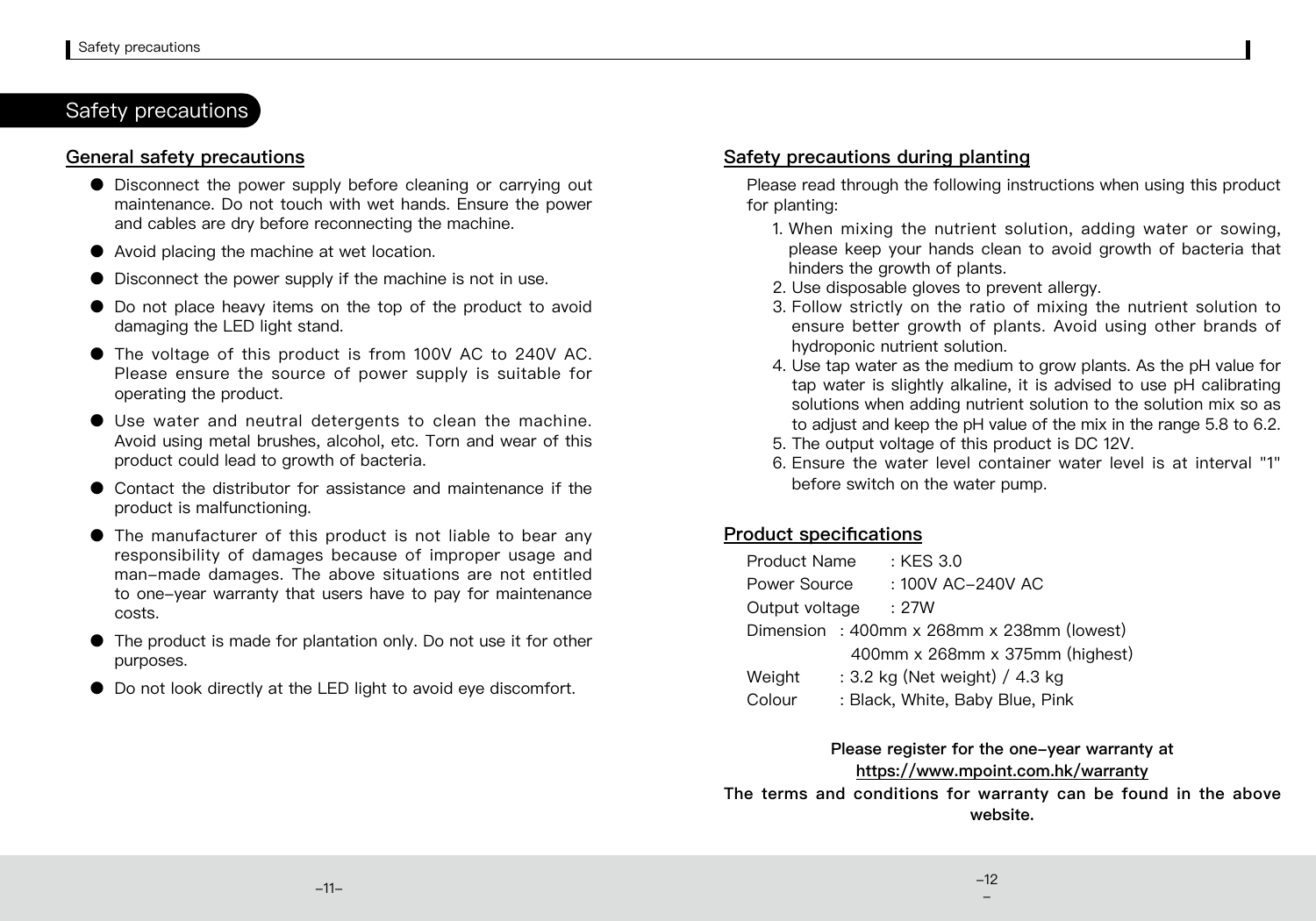# Safety precautions

## General safety precautions

- Disconnect the power supply before cleaning or carrying out maintenance. Do not touch with wet hands. Ensure the power and cables are dry before reconnecting the machine.
- Avoid placing the machine at wet location.
- Disconnect the power supply if the machine is not in use.
- Do not place heavy items on the top of the product to avoid damaging the LED light stand.
- The voltage of this product is from 100V AC to 240V AC. Please ensure the source of power supply is suitable for operating the product.
- Use water and neutral detergents to clean the machine. Avoid using metal brushes, alcohol, etc. Torn and wear of this product could lead to growth of bacteria.
- Contact the distributor for assistance and maintenance if the product is malfunctioning.
- The manufacturer of this product is not liable to bear any responsibility of damages because of improper usage and man-made damages. The above situations are not entitled to one-year warranty that users have to pay for maintenance costs.
- The product is made for plantation only. Do not use it for other purposes.
- Do not look directly at the LED light to avoid eye discomfort.

## Safety precautions during planting

Please read through the following instructions when using this product for planting:

1. When mixing the nutrient solution, adding water or sowing, please keep your hands clean to avoid growth of bacteria that hinders the growth of plants.
2. Use disposable gloves to prevent allergy.
3. Follow strictly on the ratio of mixing the nutrient solution to ensure better growth of plants. Avoid using other brands of hydroponic nutrient solution.
4. Use tap water as the medium to grow plants. As the pH value for tap water is slightly alkaline, it is advised to use pH calibrating solutions when adding nutrient solution to the solution mix so as to adjust and keep the pH value of the mix in the range 5.8 to 6.2.
5. The output voltage of this product is DC 12V.
6. Ensure the water level container water level is at interval "1" before switch on the water pump.

## Product specifications

| | |
|---|---|
| Product Name | : KES 3.0 |
| Power Source | : 100V AC-240V AC |
| Output voltage | : 27W |
| Dimension | : 400mm x 268mm x 238mm (lowest)<br>400mm x 268mm x 375mm (highest) |
| Weight | : 3.2 kg (Net weight) / 4.3 kg |
| Colour | : Black, White, Baby Blue, Pink |

**Please register for the one-year warranty at**
**https://www.mpoint.com.hk/warranty**
**The terms and conditions for warranty can be found in the above website.**